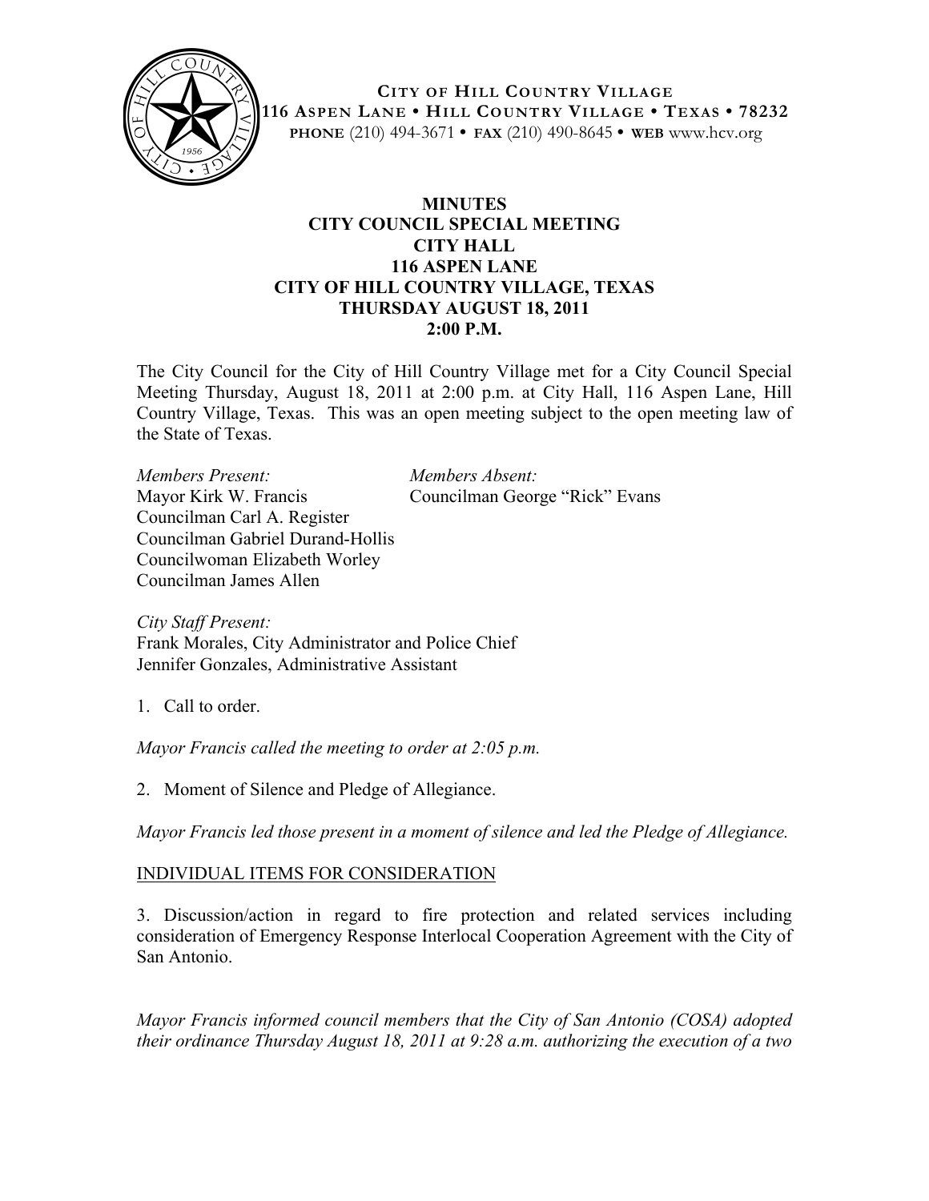**CITY OF HILL COUNTRY VILLAGE**
**116 ASPEN LANE • HILL COUNTRY VILLAGE • TEXAS • 78232**
**PHONE** (210) 494-3671 • **FAX** (210) 490-8645 • **WEB** www.hcv.org

# MINUTES
## CITY COUNCIL SPECIAL MEETING
## CITY HALL
## 116 ASPEN LANE
## CITY OF HILL COUNTRY VILLAGE, TEXAS
## THURSDAY AUGUST 18, 2011
## 2:00 P.M.

The City Council for the City of Hill Country Village met for a City Council Special Meeting Thursday, August 18, 2011 at 2:00 p.m. at City Hall, 116 Aspen Lane, Hill Country Village, Texas. This was an open meeting subject to the open meeting law of the State of Texas.

*Members Present:*
Mayor Kirk W. Francis
Councilman Carl A. Register
Councilman Gabriel Durand-Hollis
Councilwoman Elizabeth Worley
Councilman James Allen

*Members Absent:*
Councilman George "Rick" Evans

*City Staff Present:*
Frank Morales, City Administrator and Police Chief
Jennifer Gonzales, Administrative Assistant

1. Call to order.

*Mayor Francis called the meeting to order at 2:05 p.m.*

2. Moment of Silence and Pledge of Allegiance.

*Mayor Francis led those present in a moment of silence and led the Pledge of Allegiance.*

INDIVIDUAL ITEMS FOR CONSIDERATION

3. Discussion/action in regard to fire protection and related services including consideration of Emergency Response Interlocal Cooperation Agreement with the City of San Antonio.

*Mayor Francis informed council members that the City of San Antonio (COSA) adopted their ordinance Thursday August 18, 2011 at 9:28 a.m. authorizing the execution of a two*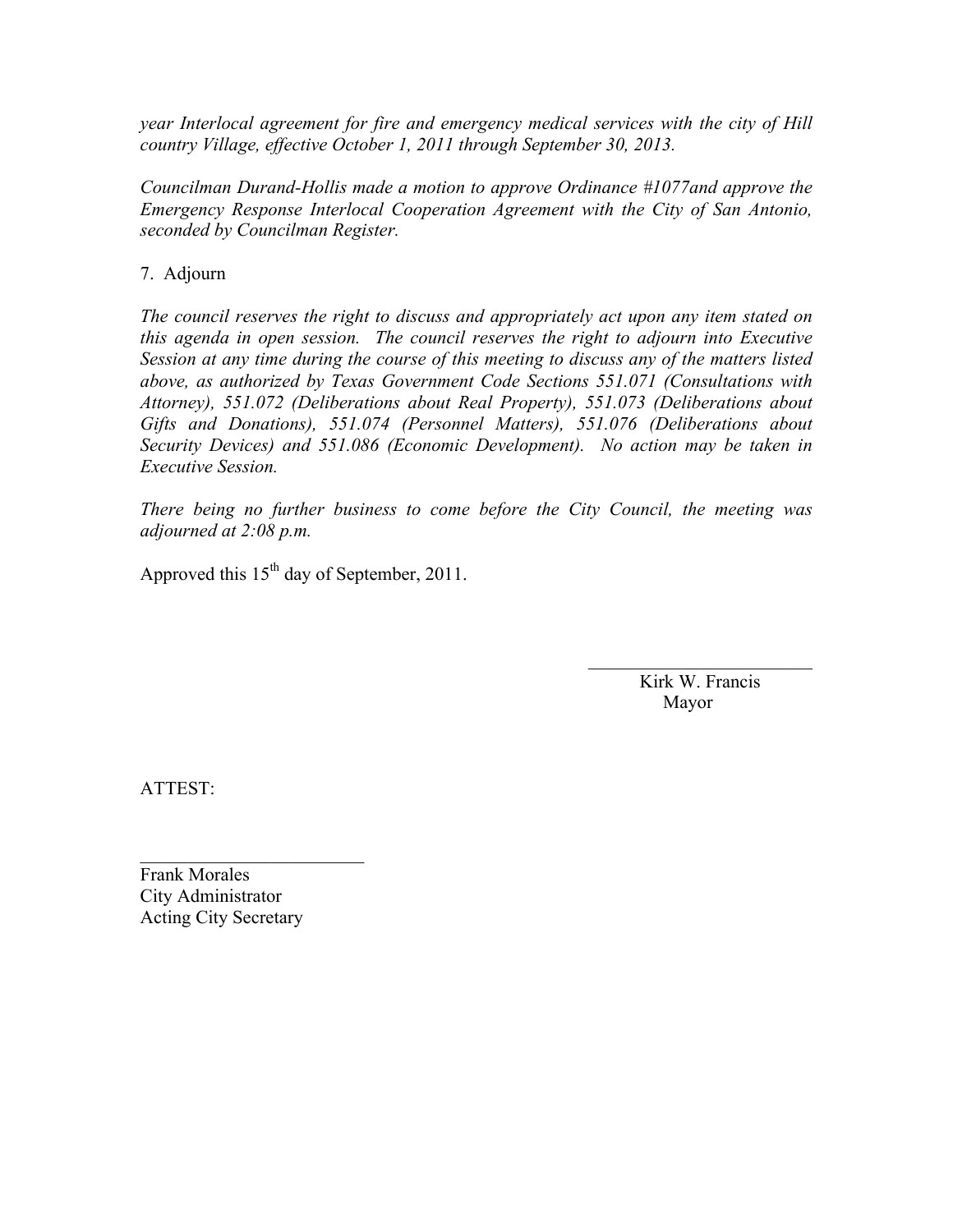*year Interlocal agreement for fire and emergency medical services with the city of Hill country Village, effective October 1, 2011 through September 30, 2013.*

*Councilman Durand-Hollis made a motion to approve Ordinance #1077and approve the Emergency Response Interlocal Cooperation Agreement with the City of San Antonio, seconded by Councilman Register.*

7. Adjourn

*The council reserves the right to discuss and appropriately act upon any item stated on this agenda in open session. The council reserves the right to adjourn into Executive Session at any time during the course of this meeting to discuss any of the matters listed above, as authorized by Texas Government Code Sections 551.071 (Consultations with Attorney), 551.072 (Deliberations about Real Property), 551.073 (Deliberations about Gifts and Donations), 551.074 (Personnel Matters), 551.076 (Deliberations about Security Devices) and 551.086 (Economic Development). No action may be taken in Executive Session.*

*There being no further business to come before the City Council, the meeting was adjourned at 2:08 p.m.*

Approved this 15th day of September, 2011.

\_\_\_\_\_\_\_\_\_\_\_\_\_\_\_\_\_\_\_\_\_\_\_\_\_\_
Kirk W. Francis
Mayor

ATTEST:

\_\_\_\_\_\_\_\_\_\_\_\_\_\_\_\_\_\_\_\_\_\_\_\_\_\_
Frank Morales
City Administrator
Acting City Secretary